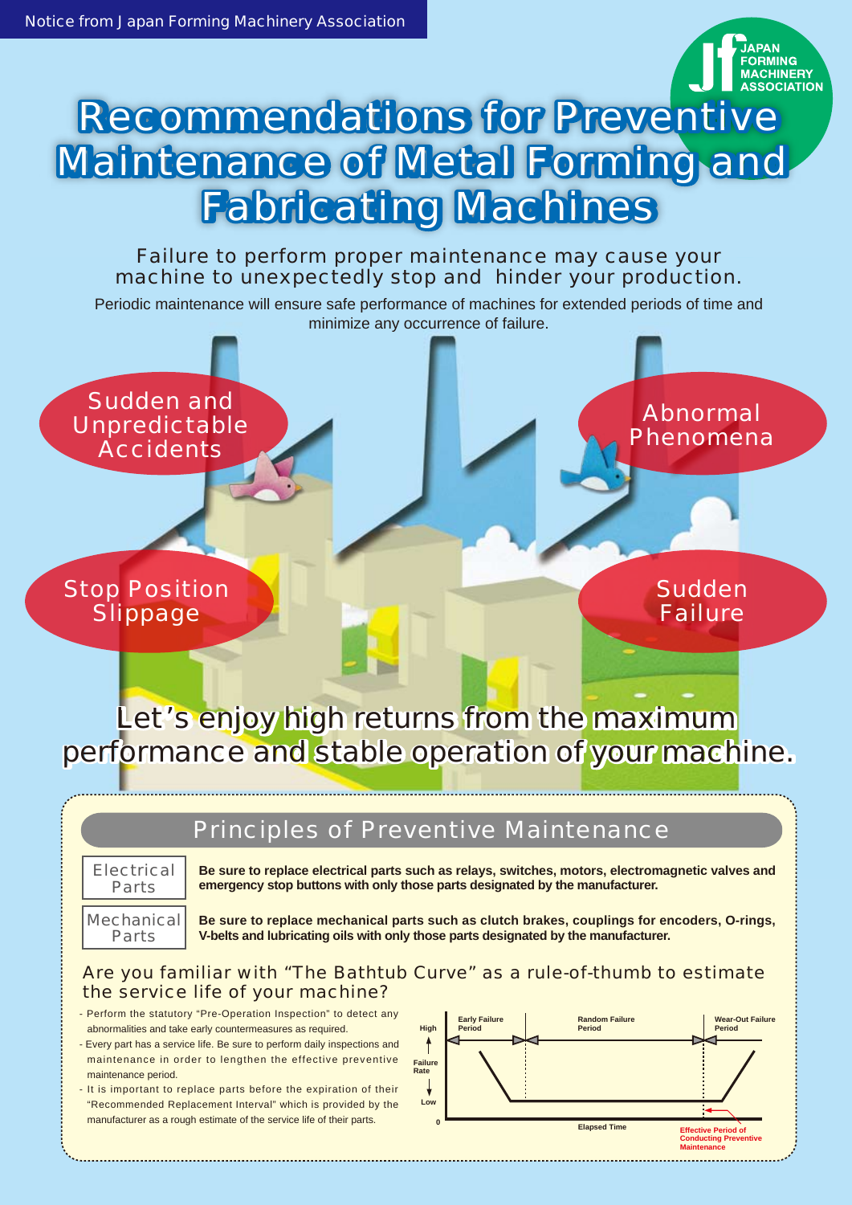Notice from Japan Forming Machinery Association

JAPAN FORMING MACHINERY ASSOCIATION

# Recommendations for Preventive Maintenance of Metal Forming and Fabricating Machines

Failure to perform proper maintenance may cause your machine to unexpectedly stop and hinder your production.

Periodic maintenance will ensure safe performance of machines for extended periods of time and minimize any occurrence of failure.

Sudden and Unpredictable Accidents

Abnormal Phenomena

Stop Position Slippage

Sudden Failure

Let's enjoy high returns from the maximum performance and stable operation of your machine.

## Principles of Preventive Maintenance

**Electrical Parts**: **Be sure to replace electrical parts such as relays, switches, motors, electromagnetic valves and emergency stop buttons with only those parts designated by the manufacturer.**

**Mechanical Parts**: **Be sure to replace mechanical parts such as clutch brakes, couplings for encoders, O-rings, V-belts and lubricating oils with only those parts designated by the manufacturer.**

### Are you familiar with "The Bathtub Curve" as a rule-of-thumb to estimate the service life of your machine?

- Perform the statutory "Pre-Operation Inspection" to detect any abnormalities and take early countermeasures as required.
- Every part has a service life. Be sure to perform daily inspections and maintenance in order to lengthen the effective preventive maintenance period.
- It is important to replace parts before the expiration of their "Recommended Replacement Interval" which is provided by the manufacturer as a rough estimate of the service life of their parts.

Early Failure Period | Random Failure Period | Wear-Out Failure Period

Failure Rate (High / Low), 0, Elapsed Time

Effective Period of Conducting Preventive Maintenance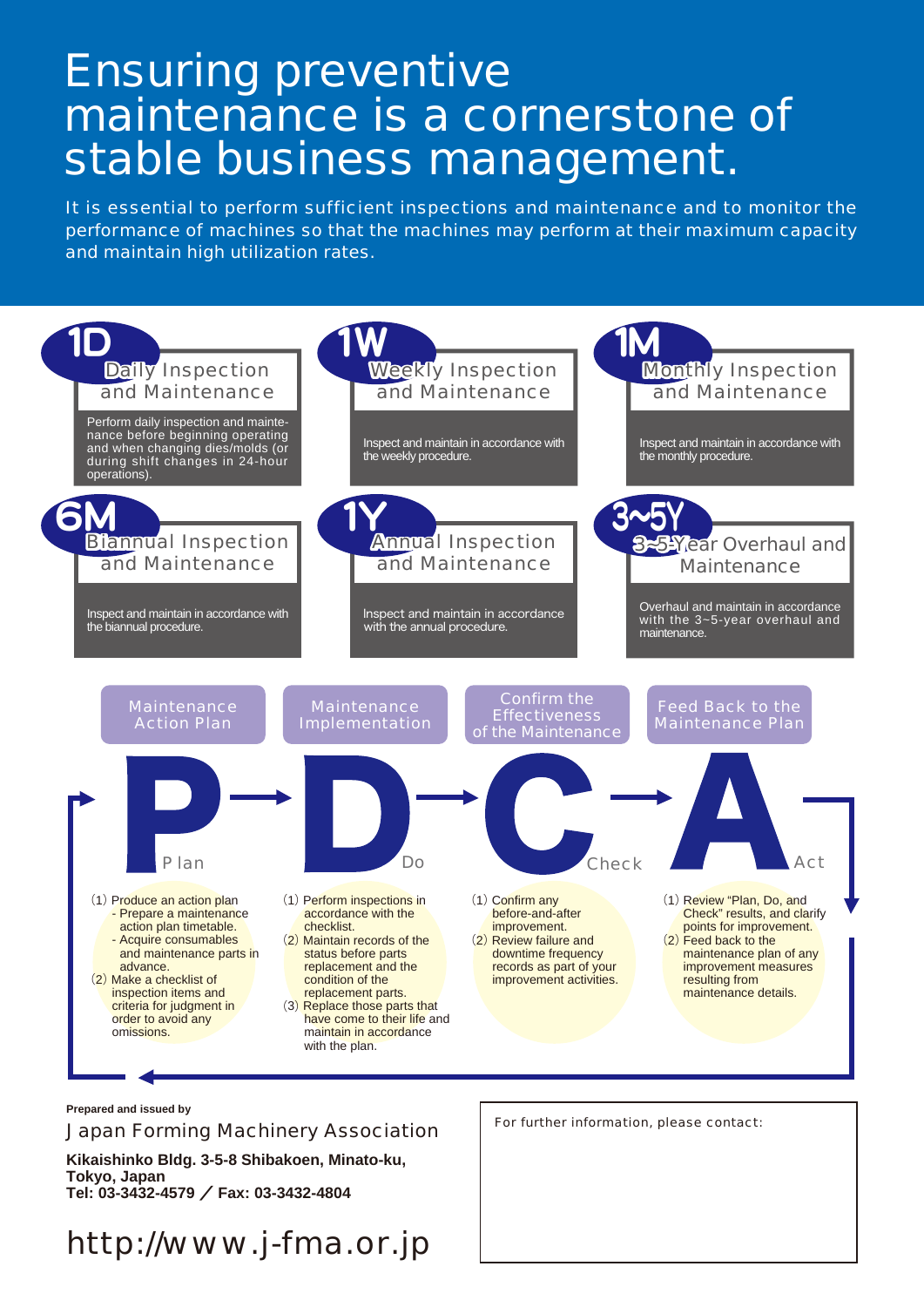# Ensuring preventive maintenance is a cornerstone of stable business management.

It is essential to perform sufficient inspections and maintenance and to monitor the performance of machines so that the machines may perform at their maximum capacity and maintain high utilization rates.

### 1D — Daily Inspection and Maintenance

Perform daily inspection and maintenance before beginning operating and when changing dies/molds (or during shift changes in 24-hour operations).

### 1W — Weekly Inspection and Maintenance

Inspect and maintain in accordance with the weekly procedure.

### 1M — Monthly Inspection and Maintenance

Inspect and maintain in accordance with the monthly procedure.

### 6M — Biannual Inspection and Maintenance

Inspect and maintain in accordance with the biannual procedure.

### 1Y — Annual Inspection and Maintenance

Inspect and maintain in accordance with the annual procedure.

### 3~5Y — 3~5-Year Overhaul and Maintenance

Overhaul and maintain in accordance with the 3~5-year overhaul and maintenance.

## P → D → C → A

### P — Plan (Maintenance Action Plan)

(1) Produce an action plan
- Prepare a maintenance action plan timetable.
- Acquire consumables and maintenance parts in advance.

(2) Make a checklist of inspection items and criteria for judgment in order to avoid any omissions.

### D — Do (Maintenance Implementation)

(1) Perform inspections in accordance with the checklist.

(2) Maintain records of the status before parts replacement and the condition of the replacement parts.

(3) Replace those parts that have come to their life and maintain in accordance with the plan.

### C — Check (Confirm the Effectiveness of the Maintenance)

(1) Confirm any before-and-after improvement.

(2) Review failure and downtime frequency records as part of your improvement activities.

### A — Act (Feed Back to the Maintenance Plan)

(1) Review "Plan, Do, and Check" results, and clarify points for improvement.

(2) Feed back to the maintenance plan of any improvement measures resulting from maintenance details.

---

**Prepared and issued by**

Japan Forming Machinery Association

**Kikaishinko Bldg. 3-5-8 Shibakoen, Minato-ku, Tokyo, Japan**
**Tel: 03-3432-4579 ／ Fax: 03-3432-4804**

http://www.j-fma.or.jp

For further information, please contact: